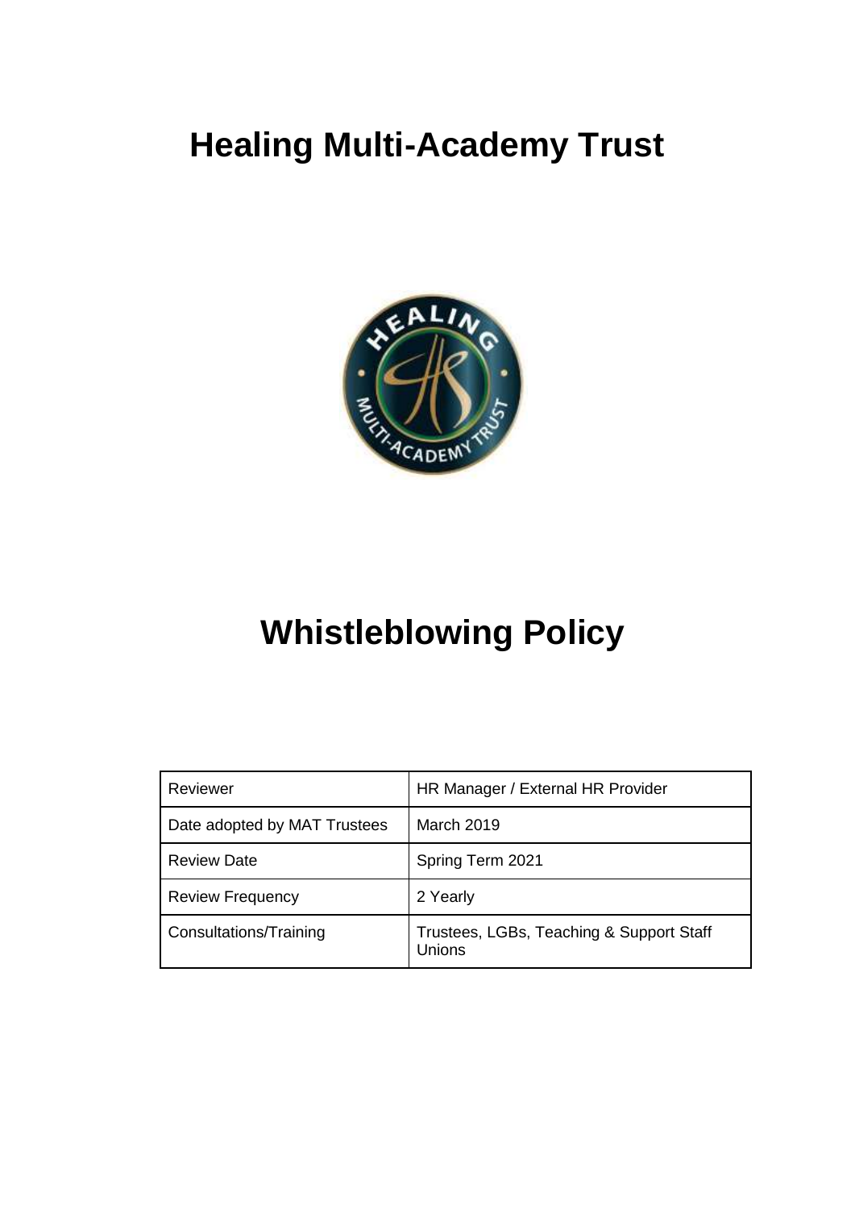# Healing Multi-Academy Trust

# Whistleblowing Policy

| Reviewer | HR Manager / External HR Provider |
|---|---|
| Date adopted by MAT Trustees | March 2019 |
| Review Date | Spring Term 2021 |
| Review Frequency | 2 Yearly |
| Consultations/Training | Trustees, LGBs, Teaching & Support Staff Unions |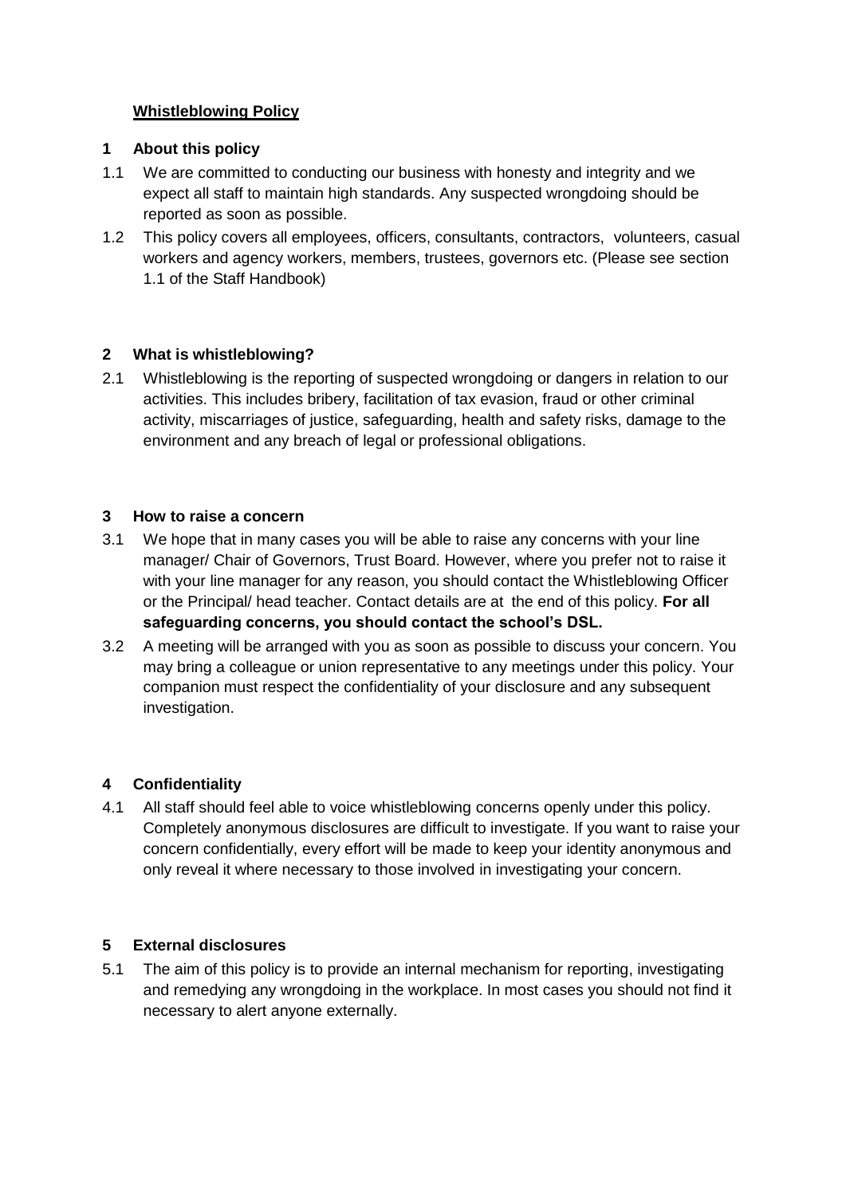## Whistleblowing Policy

### 1 About this policy

1.1 We are committed to conducting our business with honesty and integrity and we expect all staff to maintain high standards. Any suspected wrongdoing should be reported as soon as possible.

1.2 This policy covers all employees, officers, consultants, contractors, volunteers, casual workers and agency workers, members, trustees, governors etc. (Please see section 1.1 of the Staff Handbook)

### 2 What is whistleblowing?

2.1 Whistleblowing is the reporting of suspected wrongdoing or dangers in relation to our activities. This includes bribery, facilitation of tax evasion, fraud or other criminal activity, miscarriages of justice, safeguarding, health and safety risks, damage to the environment and any breach of legal or professional obligations.

### 3 How to raise a concern

3.1 We hope that in many cases you will be able to raise any concerns with your line manager/ Chair of Governors, Trust Board. However, where you prefer not to raise it with your line manager for any reason, you should contact the Whistleblowing Officer or the Principal/ head teacher. Contact details are at the end of this policy. **For all safeguarding concerns, you should contact the school's DSL.**

3.2 A meeting will be arranged with you as soon as possible to discuss your concern. You may bring a colleague or union representative to any meetings under this policy. Your companion must respect the confidentiality of your disclosure and any subsequent investigation.

### 4 Confidentiality

4.1 All staff should feel able to voice whistleblowing concerns openly under this policy. Completely anonymous disclosures are difficult to investigate. If you want to raise your concern confidentially, every effort will be made to keep your identity anonymous and only reveal it where necessary to those involved in investigating your concern.

### 5 External disclosures

5.1 The aim of this policy is to provide an internal mechanism for reporting, investigating and remedying any wrongdoing in the workplace. In most cases you should not find it necessary to alert anyone externally.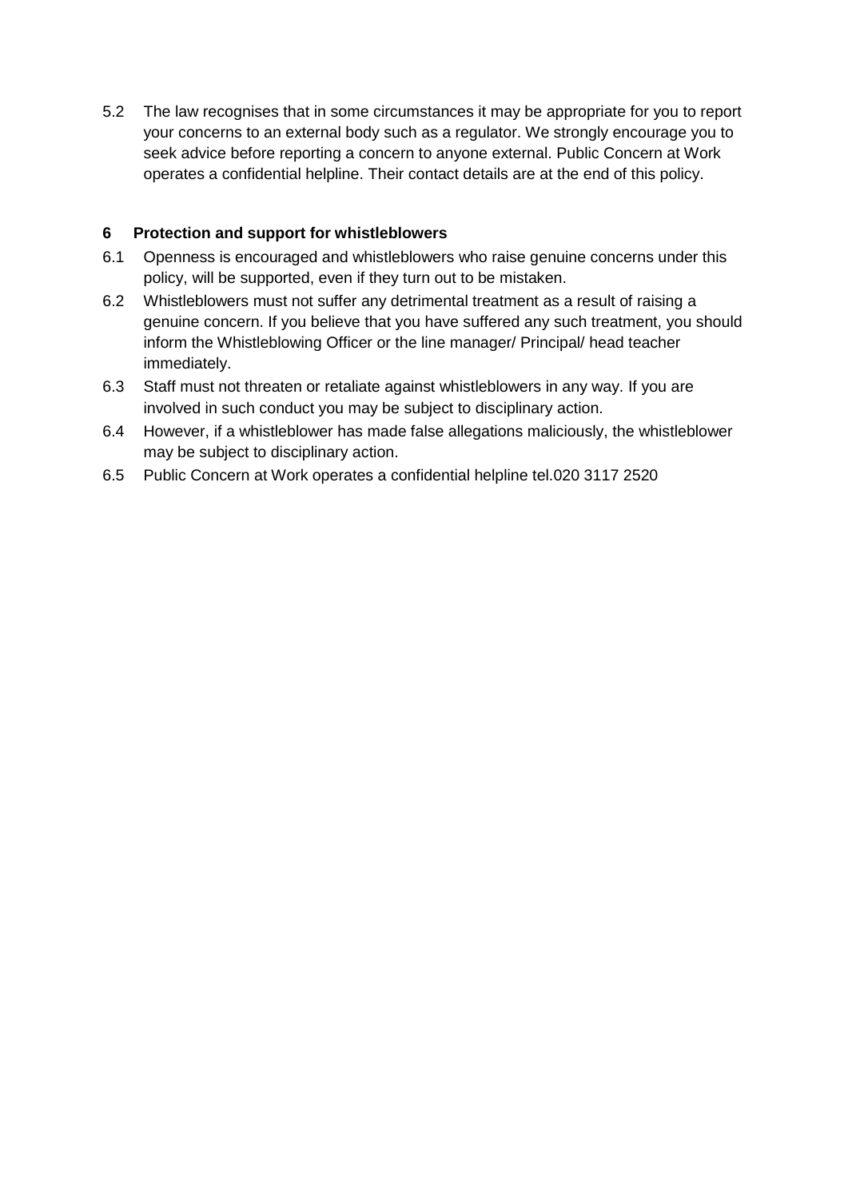5.2 The law recognises that in some circumstances it may be appropriate for you to report your concerns to an external body such as a regulator. We strongly encourage you to seek advice before reporting a concern to anyone external. Public Concern at Work operates a confidential helpline. Their contact details are at the end of this policy.

## 6 Protection and support for whistleblowers

6.1 Openness is encouraged and whistleblowers who raise genuine concerns under this policy, will be supported, even if they turn out to be mistaken.

6.2 Whistleblowers must not suffer any detrimental treatment as a result of raising a genuine concern. If you believe that you have suffered any such treatment, you should inform the Whistleblowing Officer or the line manager/ Principal/ head teacher immediately.

6.3 Staff must not threaten or retaliate against whistleblowers in any way. If you are involved in such conduct you may be subject to disciplinary action.

6.4 However, if a whistleblower has made false allegations maliciously, the whistleblower may be subject to disciplinary action.

6.5 Public Concern at Work operates a confidential helpline tel.020 3117 2520